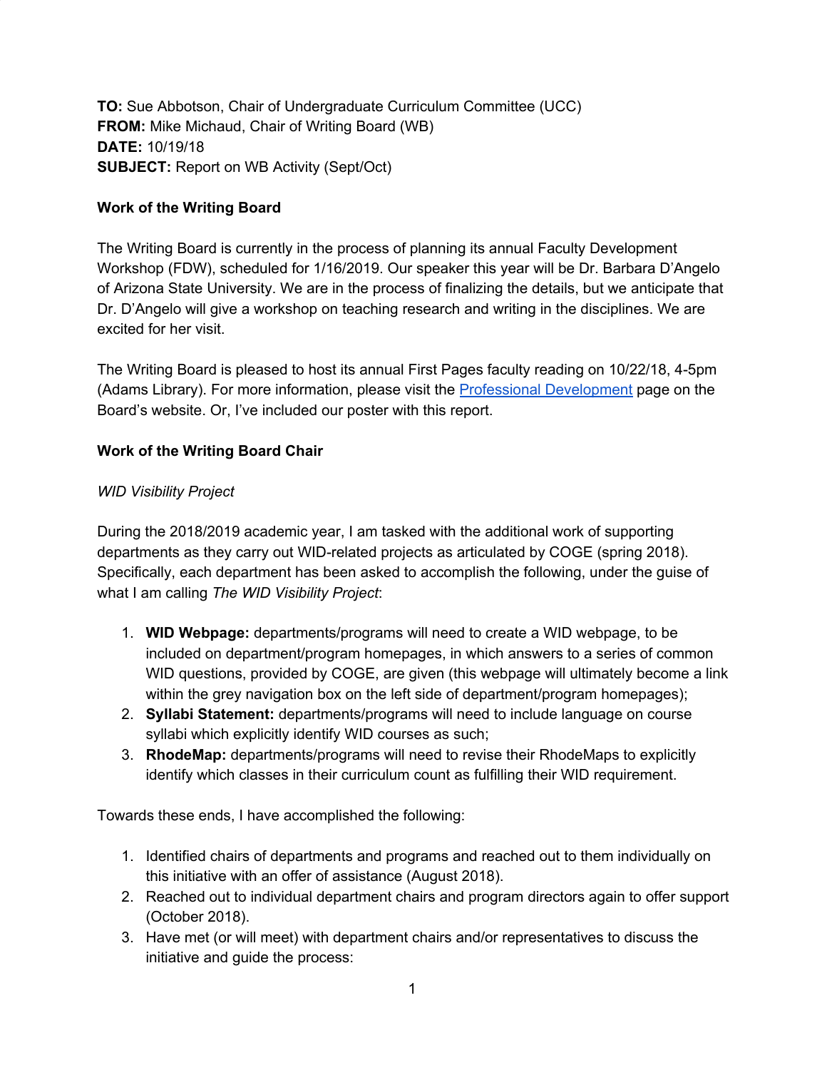**TO:** Sue Abbotson, Chair of Undergraduate Curriculum Committee (UCC)
**FROM:** Mike Michaud, Chair of Writing Board (WB)
**DATE:** 10/19/18
**SUBJECT:** Report on WB Activity (Sept/Oct)

**Work of the Writing Board**

The Writing Board is currently in the process of planning its annual Faculty Development Workshop (FDW), scheduled for 1/16/2019. Our speaker this year will be Dr. Barbara D'Angelo of Arizona State University. We are in the process of finalizing the details, but we anticipate that Dr. D'Angelo will give a workshop on teaching research and writing in the disciplines. We are excited for her visit.

The Writing Board is pleased to host its annual First Pages faculty reading on 10/22/18, 4-5pm (Adams Library). For more information, please visit the Professional Development page on the Board's website. Or, I've included our poster with this report.

**Work of the Writing Board Chair**

*WID Visibility Project*

During the 2018/2019 academic year, I am tasked with the additional work of supporting departments as they carry out WID-related projects as articulated by COGE (spring 2018). Specifically, each department has been asked to accomplish the following, under the guise of what I am calling *The WID Visibility Project*:

1. **WID Webpage:** departments/programs will need to create a WID webpage, to be included on department/program homepages, in which answers to a series of common WID questions, provided by COGE, are given (this webpage will ultimately become a link within the grey navigation box on the left side of department/program homepages);
2. **Syllabi Statement:** departments/programs will need to include language on course syllabi which explicitly identify WID courses as such;
3. **RhodeMap:** departments/programs will need to revise their RhodeMaps to explicitly identify which classes in their curriculum count as fulfilling their WID requirement.

Towards these ends, I have accomplished the following:

1. Identified chairs of departments and programs and reached out to them individually on this initiative with an offer of assistance (August 2018).
2. Reached out to individual department chairs and program directors again to offer support (October 2018).
3. Have met (or will meet) with department chairs and/or representatives to discuss the initiative and guide the process: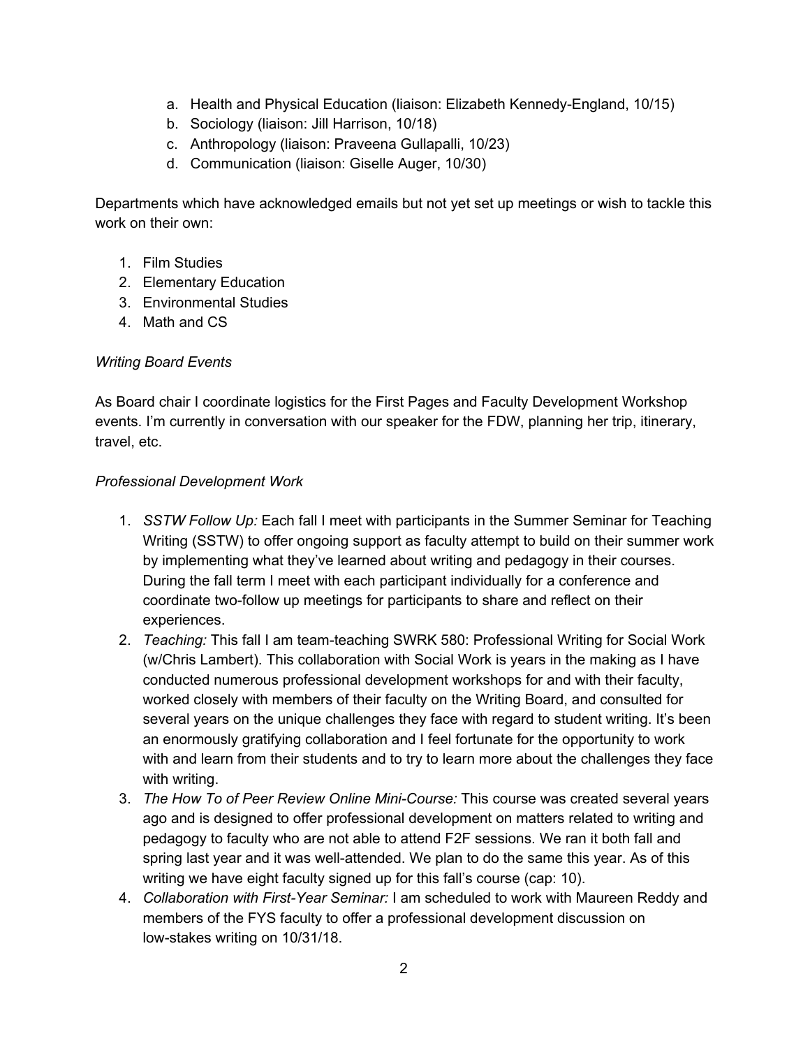a. Health and Physical Education (liaison: Elizabeth Kennedy-England, 10/15)
b. Sociology (liaison: Jill Harrison, 10/18)
c. Anthropology (liaison: Praveena Gullapalli, 10/23)
d. Communication (liaison: Giselle Auger, 10/30)

Departments which have acknowledged emails but not yet set up meetings or wish to tackle this work on their own:

1. Film Studies
2. Elementary Education
3. Environmental Studies
4. Math and CS

*Writing Board Events*

As Board chair I coordinate logistics for the First Pages and Faculty Development Workshop events. I'm currently in conversation with our speaker for the FDW, planning her trip, itinerary, travel, etc.

*Professional Development Work*

1. *SSTW Follow Up:* Each fall I meet with participants in the Summer Seminar for Teaching Writing (SSTW) to offer ongoing support as faculty attempt to build on their summer work by implementing what they've learned about writing and pedagogy in their courses. During the fall term I meet with each participant individually for a conference and coordinate two-follow up meetings for participants to share and reflect on their experiences.
2. *Teaching:* This fall I am team-teaching SWRK 580: Professional Writing for Social Work (w/Chris Lambert). This collaboration with Social Work is years in the making as I have conducted numerous professional development workshops for and with their faculty, worked closely with members of their faculty on the Writing Board, and consulted for several years on the unique challenges they face with regard to student writing. It's been an enormously gratifying collaboration and I feel fortunate for the opportunity to work with and learn from their students and to try to learn more about the challenges they face with writing.
3. *The How To of Peer Review Online Mini-Course:* This course was created several years ago and is designed to offer professional development on matters related to writing and pedagogy to faculty who are not able to attend F2F sessions. We ran it both fall and spring last year and it was well-attended. We plan to do the same this year. As of this writing we have eight faculty signed up for this fall's course (cap: 10).
4. *Collaboration with First-Year Seminar:* I am scheduled to work with Maureen Reddy and members of the FYS faculty to offer a professional development discussion on low-stakes writing on 10/31/18.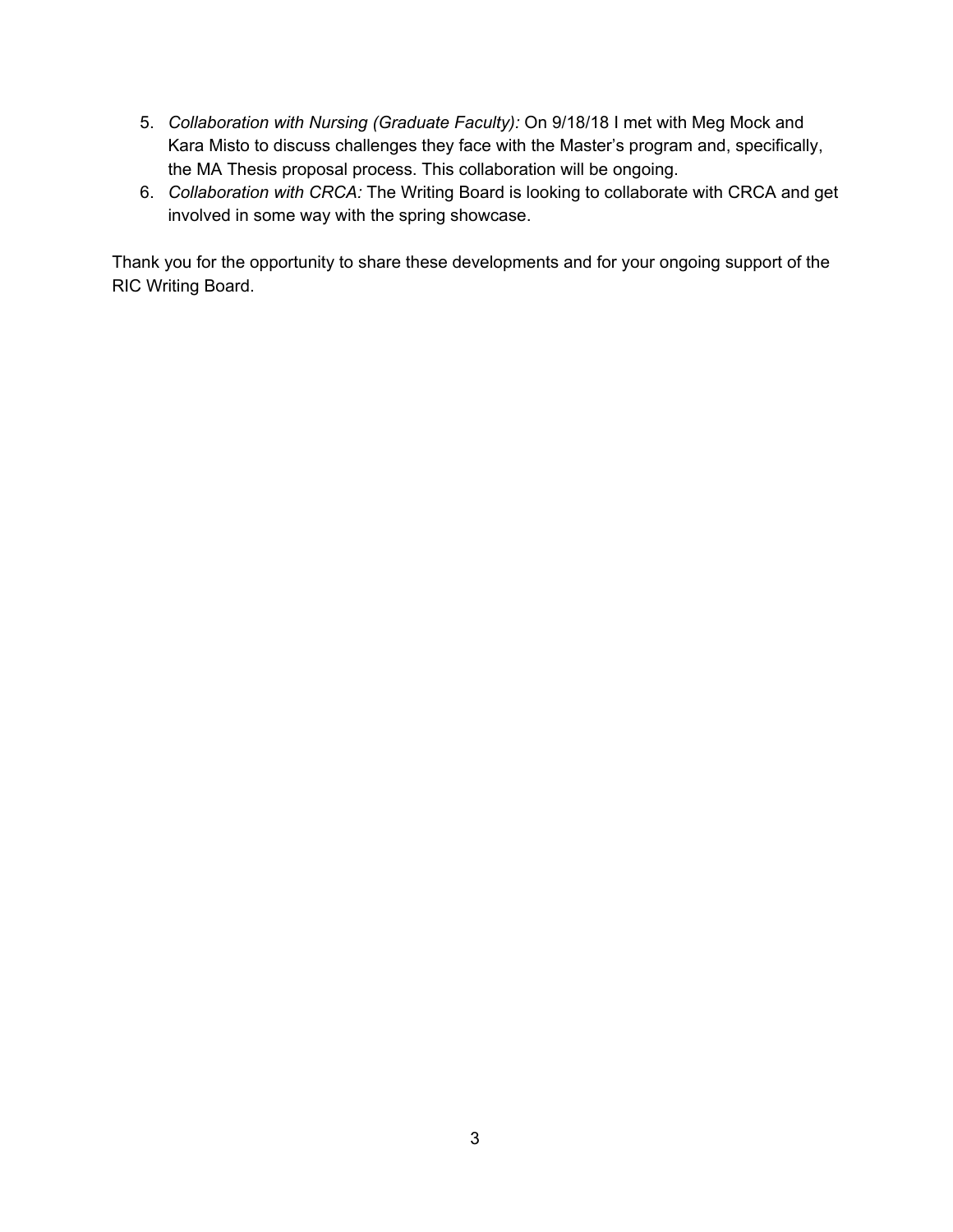5. *Collaboration with Nursing (Graduate Faculty):* On 9/18/18 I met with Meg Mock and Kara Misto to discuss challenges they face with the Master's program and, specifically, the MA Thesis proposal process. This collaboration will be ongoing.
6. *Collaboration with CRCA:* The Writing Board is looking to collaborate with CRCA and get involved in some way with the spring showcase.

Thank you for the opportunity to share these developments and for your ongoing support of the RIC Writing Board.